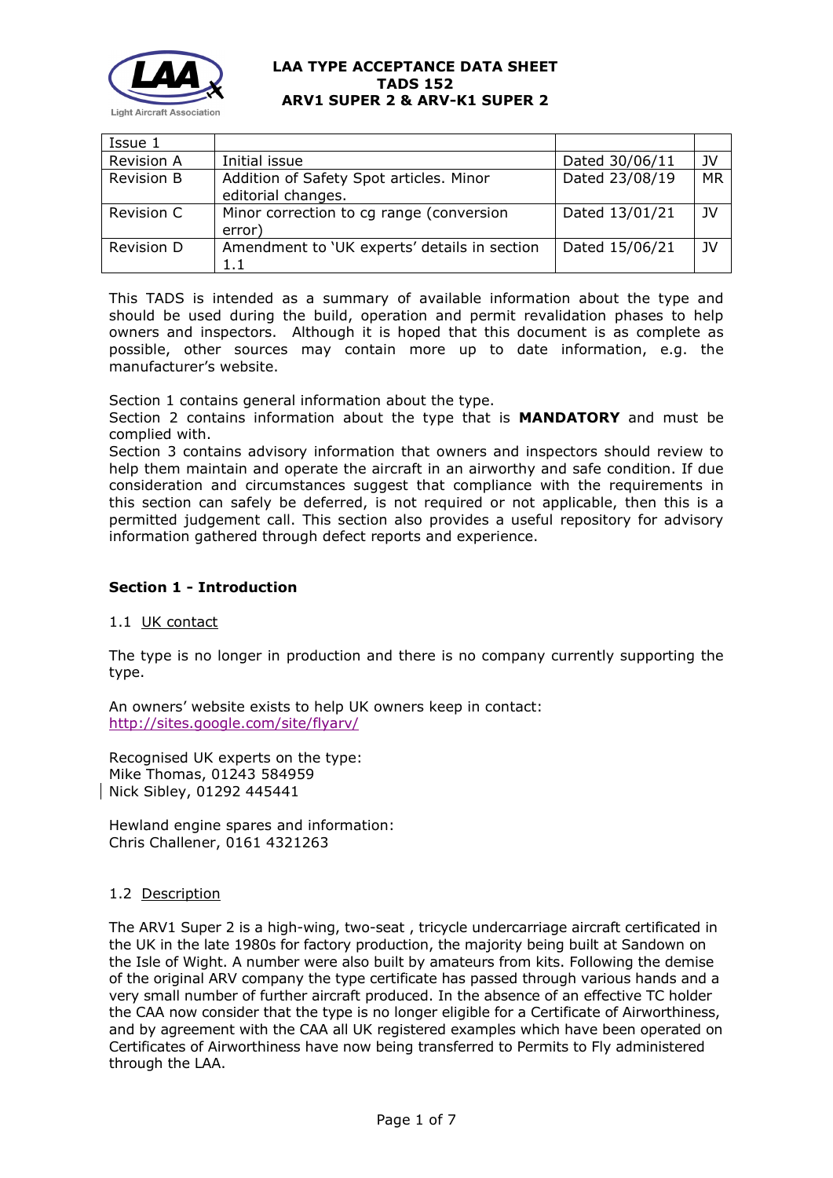# LAA TYPE ACCEPTANCE DATA SHEET
## TADS 152
## ARV1 SUPER 2 & ARV-K1 SUPER 2

| Issue 1 | | | |
|---|---|---|---|
| Revision A | Initial issue | Dated 30/06/11 | JV |
| Revision B | Addition of Safety Spot articles. Minor editorial changes. | Dated 23/08/19 | MR |
| Revision C | Minor correction to cg range (conversion error) | Dated 13/01/21 | JV |
| Revision D | Amendment to 'UK experts' details in section 1.1 | Dated 15/06/21 | JV |

This TADS is intended as a summary of available information about the type and should be used during the build, operation and permit revalidation phases to help owners and inspectors. Although it is hoped that this document is as complete as possible, other sources may contain more up to date information, e.g. the manufacturer's website.

Section 1 contains general information about the type.
Section 2 contains information about the type that is **MANDATORY** and must be complied with.
Section 3 contains advisory information that owners and inspectors should review to help them maintain and operate the aircraft in an airworthy and safe condition. If due consideration and circumstances suggest that compliance with the requirements in this section can safely be deferred, is not required or not applicable, then this is a permitted judgement call. This section also provides a useful repository for advisory information gathered through defect reports and experience.

## Section 1 - Introduction

### 1.1 UK contact

The type is no longer in production and there is no company currently supporting the type.

An owners' website exists to help UK owners keep in contact:
http://sites.google.com/site/flyarv/

Recognised UK experts on the type:
Mike Thomas, 01243 584959
Nick Sibley, 01292 445441

Hewland engine spares and information:
Chris Challener, 0161 4321263

### 1.2 Description

The ARV1 Super 2 is a high-wing, two-seat , tricycle undercarriage aircraft certificated in the UK in the late 1980s for factory production, the majority being built at Sandown on the Isle of Wight. A number were also built by amateurs from kits. Following the demise of the original ARV company the type certificate has passed through various hands and a very small number of further aircraft produced. In the absence of an effective TC holder the CAA now consider that the type is no longer eligible for a Certificate of Airworthiness, and by agreement with the CAA all UK registered examples which have been operated on Certificates of Airworthiness have now being transferred to Permits to Fly administered through the LAA.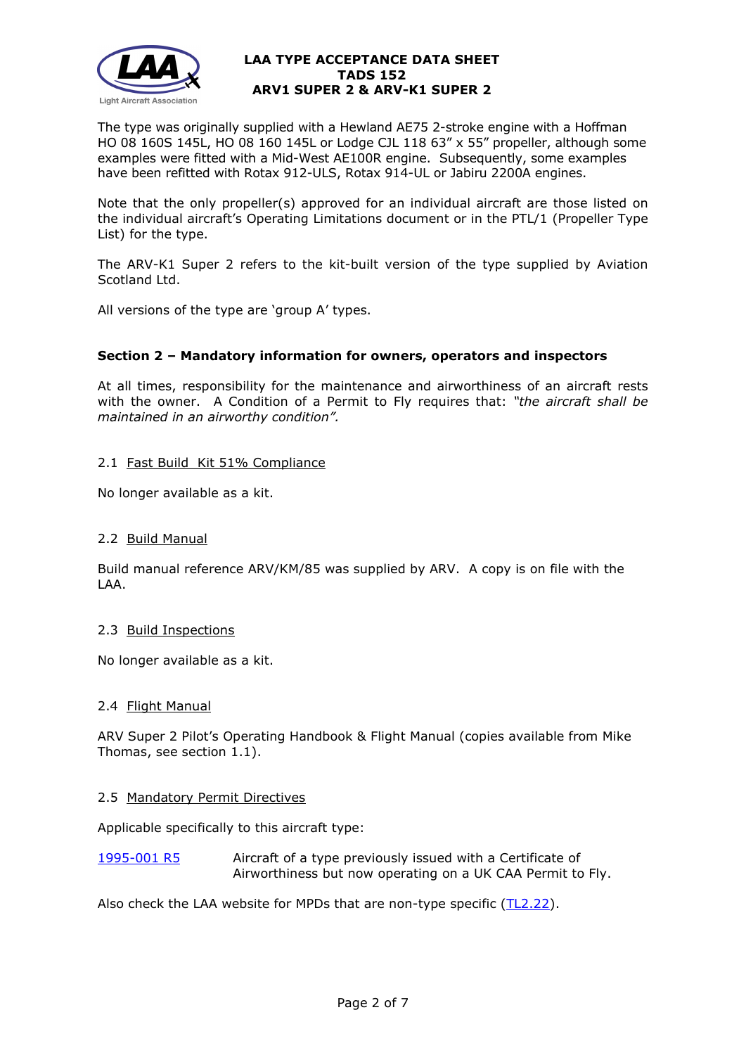The type was originally supplied with a Hewland AE75 2-stroke engine with a Hoffman HO 08 160S 145L, HO 08 160 145L or Lodge CJL 118 63" x 55" propeller, although some examples were fitted with a Mid-West AE100R engine. Subsequently, some examples have been refitted with Rotax 912-ULS, Rotax 914-UL or Jabiru 2200A engines.

Note that the only propeller(s) approved for an individual aircraft are those listed on the individual aircraft's Operating Limitations document or in the PTL/1 (Propeller Type List) for the type.

The ARV-K1 Super 2 refers to the kit-built version of the type supplied by Aviation Scotland Ltd.

All versions of the type are 'group A' types.

## Section 2 – Mandatory information for owners, operators and inspectors

At all times, responsibility for the maintenance and airworthiness of an aircraft rests with the owner. A Condition of a Permit to Fly requires that: *"the aircraft shall be maintained in an airworthy condition".*

### 2.1 Fast Build Kit 51% Compliance

No longer available as a kit.

### 2.2 Build Manual

Build manual reference ARV/KM/85 was supplied by ARV. A copy is on file with the LAA.

### 2.3 Build Inspections

No longer available as a kit.

### 2.4 Flight Manual

ARV Super 2 Pilot's Operating Handbook & Flight Manual (copies available from Mike Thomas, see section 1.1).

### 2.5 Mandatory Permit Directives

Applicable specifically to this aircraft type:

| | |
|---|---|
| 1995-001 R5 | Aircraft of a type previously issued with a Certificate of Airworthiness but now operating on a UK CAA Permit to Fly. |

Also check the LAA website for MPDs that are non-type specific (TL2.22).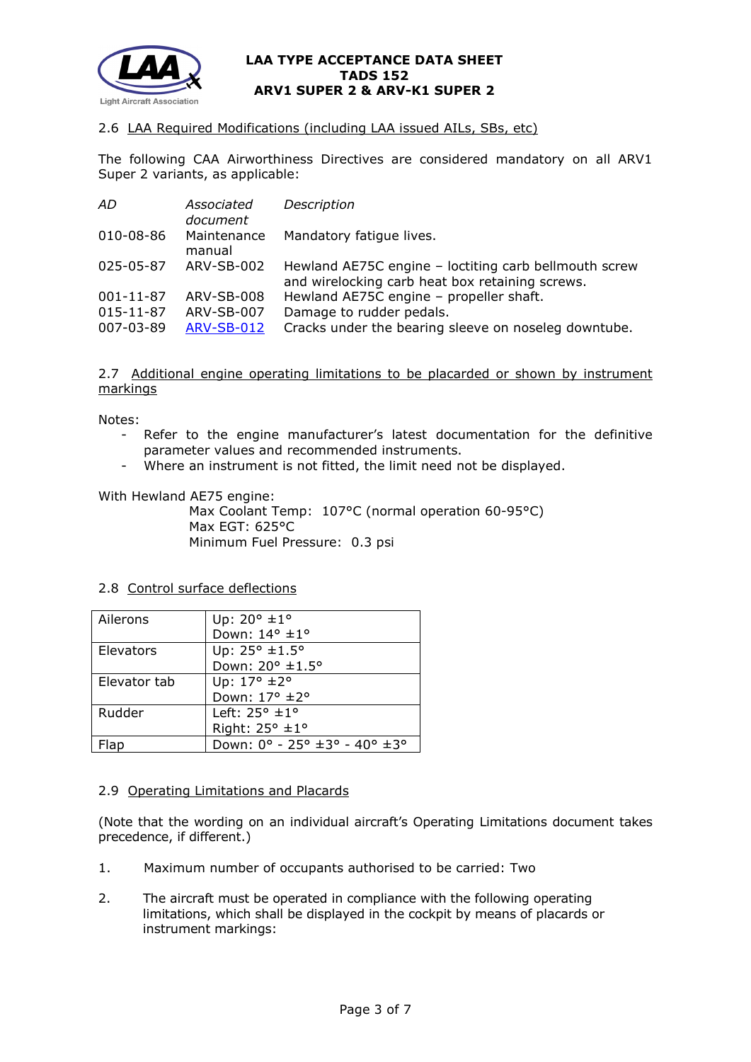### 2.6 LAA Required Modifications (including LAA issued AILs, SBs, etc)

The following CAA Airworthiness Directives are considered mandatory on all ARV1 Super 2 variants, as applicable:

| *AD* | *Associated document* | *Description* |
|---|---|---|
| 010-08-86 | Maintenance manual | Mandatory fatigue lives. |
| 025-05-87 | ARV-SB-002 | Hewland AE75C engine – loctiting carb bellmouth screw and wirelocking carb heat box retaining screws. |
| 001-11-87 | ARV-SB-008 | Hewland AE75C engine – propeller shaft. |
| 015-11-87 | ARV-SB-007 | Damage to rudder pedals. |
| 007-03-89 | ARV-SB-012 | Cracks under the bearing sleeve on noseleg downtube. |

### 2.7 Additional engine operating limitations to be placarded or shown by instrument markings

Notes:

- Refer to the engine manufacturer's latest documentation for the definitive parameter values and recommended instruments.
- Where an instrument is not fitted, the limit need not be displayed.

With Hewland AE75 engine:

Max Coolant Temp: 107°C (normal operation 60-95°C)
Max EGT: 625°C
Minimum Fuel Pressure: 0.3 psi

### 2.8 Control surface deflections

| | |
|---|---|
| Ailerons | Up: 20° ±1°<br>Down: 14° ±1° |
| Elevators | Up: 25° ±1.5°<br>Down: 20° ±1.5° |
| Elevator tab | Up: 17° ±2°<br>Down: 17° ±2° |
| Rudder | Left: 25° ±1°<br>Right: 25° ±1° |
| Flap | Down: 0° - 25° ±3° - 40° ±3° |

### 2.9 Operating Limitations and Placards

(Note that the wording on an individual aircraft's Operating Limitations document takes precedence, if different.)

1. Maximum number of occupants authorised to be carried: Two
2. The aircraft must be operated in compliance with the following operating limitations, which shall be displayed in the cockpit by means of placards or instrument markings: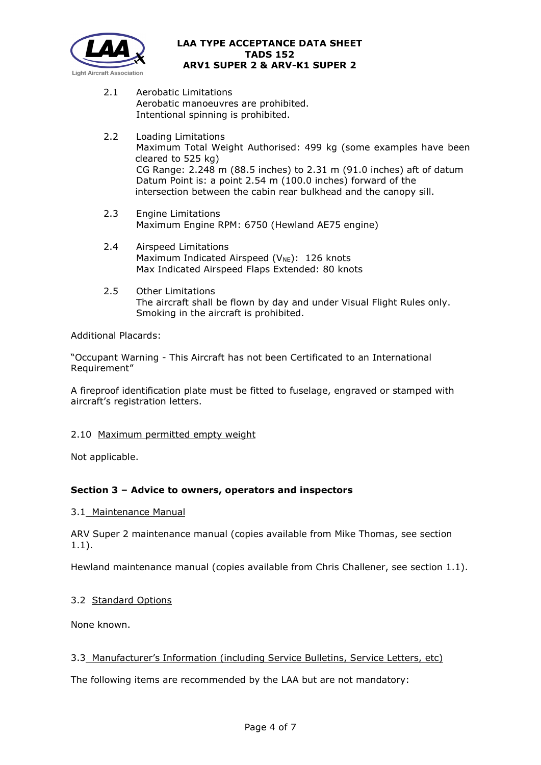2.1 Aerobatic Limitations
Aerobatic manoeuvres are prohibited.
Intentional spinning is prohibited.

2.2 Loading Limitations
Maximum Total Weight Authorised: 499 kg (some examples have been cleared to 525 kg)
CG Range: 2.248 m (88.5 inches) to 2.31 m (91.0 inches) aft of datum
Datum Point is: a point 2.54 m (100.0 inches) forward of the intersection between the cabin rear bulkhead and the canopy sill.

2.3 Engine Limitations
Maximum Engine RPM: 6750 (Hewland AE75 engine)

2.4 Airspeed Limitations
Maximum Indicated Airspeed ($V_{NE}$): 126 knots
Max Indicated Airspeed Flaps Extended: 80 knots

2.5 Other Limitations
The aircraft shall be flown by day and under Visual Flight Rules only.
Smoking in the aircraft is prohibited.

Additional Placards:

"Occupant Warning - This Aircraft has not been Certificated to an International Requirement"

A fireproof identification plate must be fitted to fuselage, engraved or stamped with aircraft's registration letters.

2.10 Maximum permitted empty weight

Not applicable.

## Section 3 – Advice to owners, operators and inspectors

3.1 Maintenance Manual

ARV Super 2 maintenance manual (copies available from Mike Thomas, see section 1.1).

Hewland maintenance manual (copies available from Chris Challener, see section 1.1).

3.2 Standard Options

None known.

3.3 Manufacturer's Information (including Service Bulletins, Service Letters, etc)

The following items are recommended by the LAA but are not mandatory: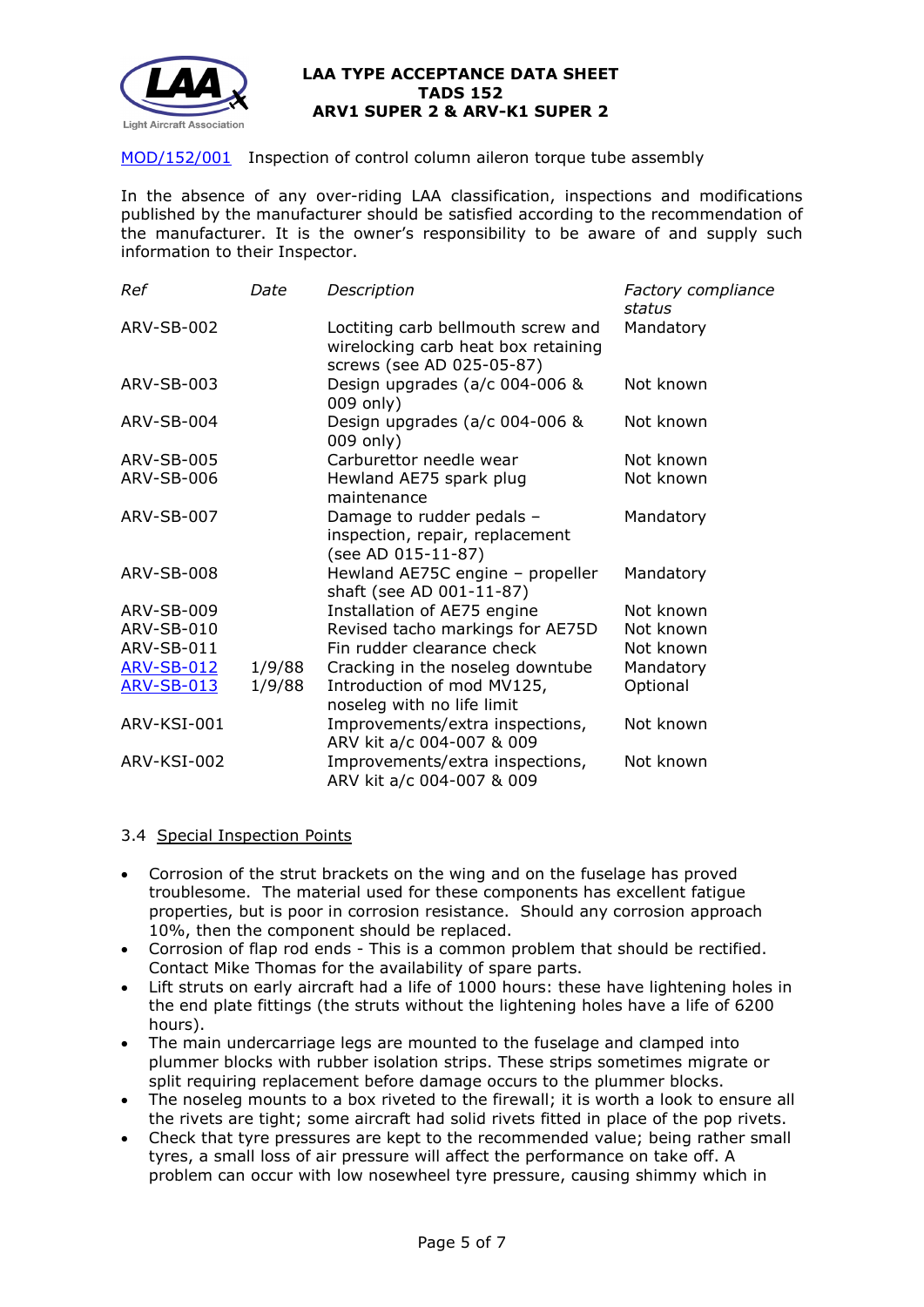MOD/152/001 Inspection of control column aileron torque tube assembly

In the absence of any over-riding LAA classification, inspections and modifications published by the manufacturer should be satisfied according to the recommendation of the manufacturer. It is the owner's responsibility to be aware of and supply such information to their Inspector.

| *Ref* | *Date* | *Description* | *Factory compliance status* |
|---|---|---|---|
| ARV-SB-002 | | Loctiting carb bellmouth screw and wirelocking carb heat box retaining screws (see AD 025-05-87) | Mandatory |
| ARV-SB-003 | | Design upgrades (a/c 004-006 & 009 only) | Not known |
| ARV-SB-004 | | Design upgrades (a/c 004-006 & 009 only) | Not known |
| ARV-SB-005 | | Carburettor needle wear | Not known |
| ARV-SB-006 | | Hewland AE75 spark plug maintenance | Not known |
| ARV-SB-007 | | Damage to rudder pedals – inspection, repair, replacement (see AD 015-11-87) | Mandatory |
| ARV-SB-008 | | Hewland AE75C engine – propeller shaft (see AD 001-11-87) | Mandatory |
| ARV-SB-009 | | Installation of AE75 engine | Not known |
| ARV-SB-010 | | Revised tacho markings for AE75D | Not known |
| ARV-SB-011 | | Fin rudder clearance check | Not known |
| ARV-SB-012 | 1/9/88 | Cracking in the noseleg downtube | Mandatory |
| ARV-SB-013 | 1/9/88 | Introduction of mod MV125, noseleg with no life limit | Optional |
| ARV-KSI-001 | | Improvements/extra inspections, ARV kit a/c 004-007 & 009 | Not known |
| ARV-KSI-002 | | Improvements/extra inspections, ARV kit a/c 004-007 & 009 | Not known |

### 3.4 Special Inspection Points

- Corrosion of the strut brackets on the wing and on the fuselage has proved troublesome. The material used for these components has excellent fatigue properties, but is poor in corrosion resistance. Should any corrosion approach 10%, then the component should be replaced.
- Corrosion of flap rod ends - This is a common problem that should be rectified. Contact Mike Thomas for the availability of spare parts.
- Lift struts on early aircraft had a life of 1000 hours: these have lightening holes in the end plate fittings (the struts without the lightening holes have a life of 6200 hours).
- The main undercarriage legs are mounted to the fuselage and clamped into plummer blocks with rubber isolation strips. These strips sometimes migrate or split requiring replacement before damage occurs to the plummer blocks.
- The noseleg mounts to a box riveted to the firewall; it is worth a look to ensure all the rivets are tight; some aircraft had solid rivets fitted in place of the pop rivets.
- Check that tyre pressures are kept to the recommended value; being rather small tyres, a small loss of air pressure will affect the performance on take off. A problem can occur with low nosewheel tyre pressure, causing shimmy which in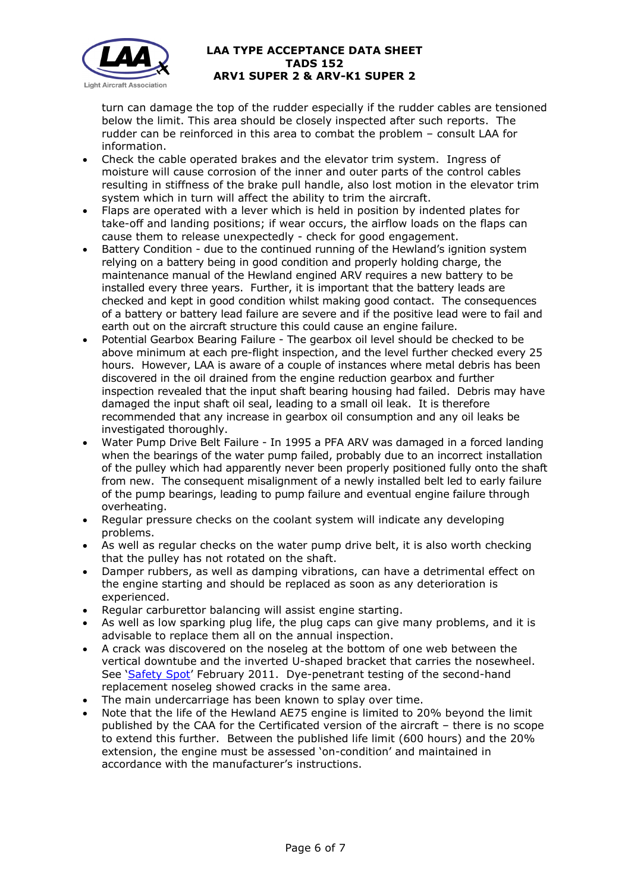turn can damage the top of the rudder especially if the rudder cables are tensioned below the limit. This area should be closely inspected after such reports. The rudder can be reinforced in this area to combat the problem – consult LAA for information.

- Check the cable operated brakes and the elevator trim system. Ingress of moisture will cause corrosion of the inner and outer parts of the control cables resulting in stiffness of the brake pull handle, also lost motion in the elevator trim system which in turn will affect the ability to trim the aircraft.
- Flaps are operated with a lever which is held in position by indented plates for take-off and landing positions; if wear occurs, the airflow loads on the flaps can cause them to release unexpectedly - check for good engagement.
- Battery Condition - due to the continued running of the Hewland's ignition system relying on a battery being in good condition and properly holding charge, the maintenance manual of the Hewland engined ARV requires a new battery to be installed every three years. Further, it is important that the battery leads are checked and kept in good condition whilst making good contact. The consequences of a battery or battery lead failure are severe and if the positive lead were to fail and earth out on the aircraft structure this could cause an engine failure.
- Potential Gearbox Bearing Failure - The gearbox oil level should be checked to be above minimum at each pre-flight inspection, and the level further checked every 25 hours. However, LAA is aware of a couple of instances where metal debris has been discovered in the oil drained from the engine reduction gearbox and further inspection revealed that the input shaft bearing housing had failed. Debris may have damaged the input shaft oil seal, leading to a small oil leak. It is therefore recommended that any increase in gearbox oil consumption and any oil leaks be investigated thoroughly.
- Water Pump Drive Belt Failure - In 1995 a PFA ARV was damaged in a forced landing when the bearings of the water pump failed, probably due to an incorrect installation of the pulley which had apparently never been properly positioned fully onto the shaft from new. The consequent misalignment of a newly installed belt led to early failure of the pump bearings, leading to pump failure and eventual engine failure through overheating.
- Regular pressure checks on the coolant system will indicate any developing problems.
- As well as regular checks on the water pump drive belt, it is also worth checking that the pulley has not rotated on the shaft.
- Damper rubbers, as well as damping vibrations, can have a detrimental effect on the engine starting and should be replaced as soon as any deterioration is experienced.
- Regular carburettor balancing will assist engine starting.
- As well as low sparking plug life, the plug caps can give many problems, and it is advisable to replace them all on the annual inspection.
- A crack was discovered on the noseleg at the bottom of one web between the vertical downtube and the inverted U-shaped bracket that carries the nosewheel. See '[Safety Spot](#)' February 2011. Dye-penetrant testing of the second-hand replacement noseleg showed cracks in the same area.
- The main undercarriage has been known to splay over time.
- Note that the life of the Hewland AE75 engine is limited to 20% beyond the limit published by the CAA for the Certificated version of the aircraft – there is no scope to extend this further. Between the published life limit (600 hours) and the 20% extension, the engine must be assessed 'on-condition' and maintained in accordance with the manufacturer's instructions.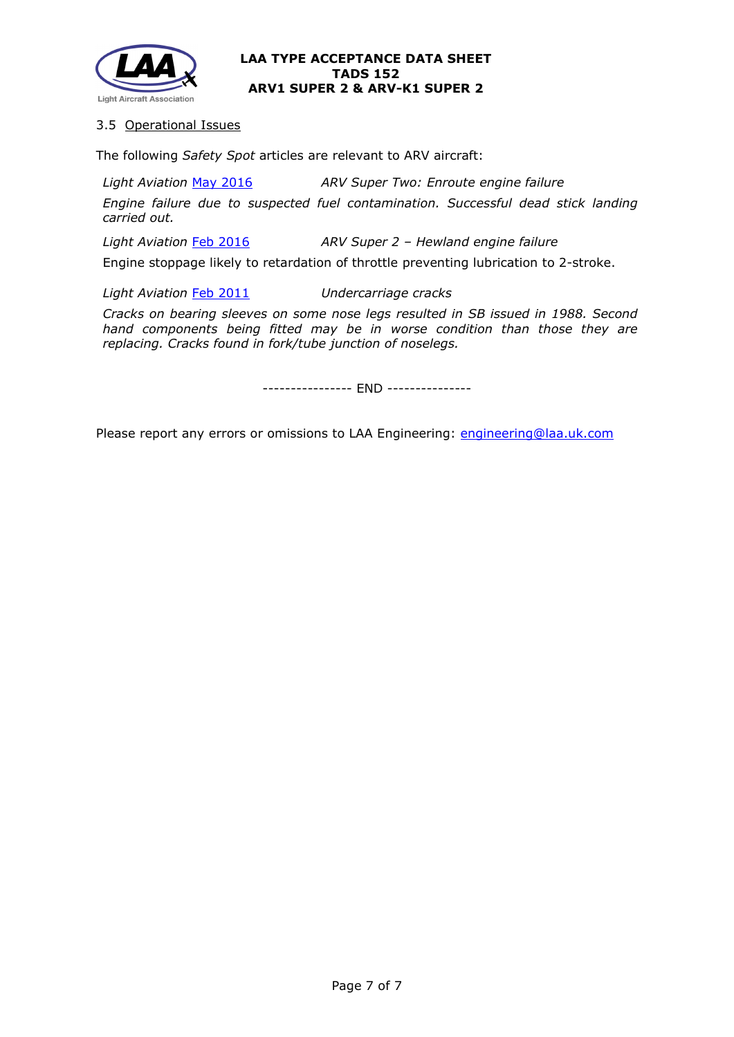### 3.5 Operational Issues

The following *Safety Spot* articles are relevant to ARV aircraft:

*Light Aviation* May 2016 *ARV Super Two: Enroute engine failure*

*Engine failure due to suspected fuel contamination. Successful dead stick landing carried out.*

*Light Aviation* Feb 2016 *ARV Super 2 – Hewland engine failure*

Engine stoppage likely to retardation of throttle preventing lubrication to 2-stroke.

*Light Aviation* Feb 2011 *Undercarriage cracks*

*Cracks on bearing sleeves on some nose legs resulted in SB issued in 1988. Second hand components being fitted may be in worse condition than those they are replacing. Cracks found in fork/tube junction of noselegs.*

---------------- END ---------------

Please report any errors or omissions to LAA Engineering: engineering@laa.uk.com